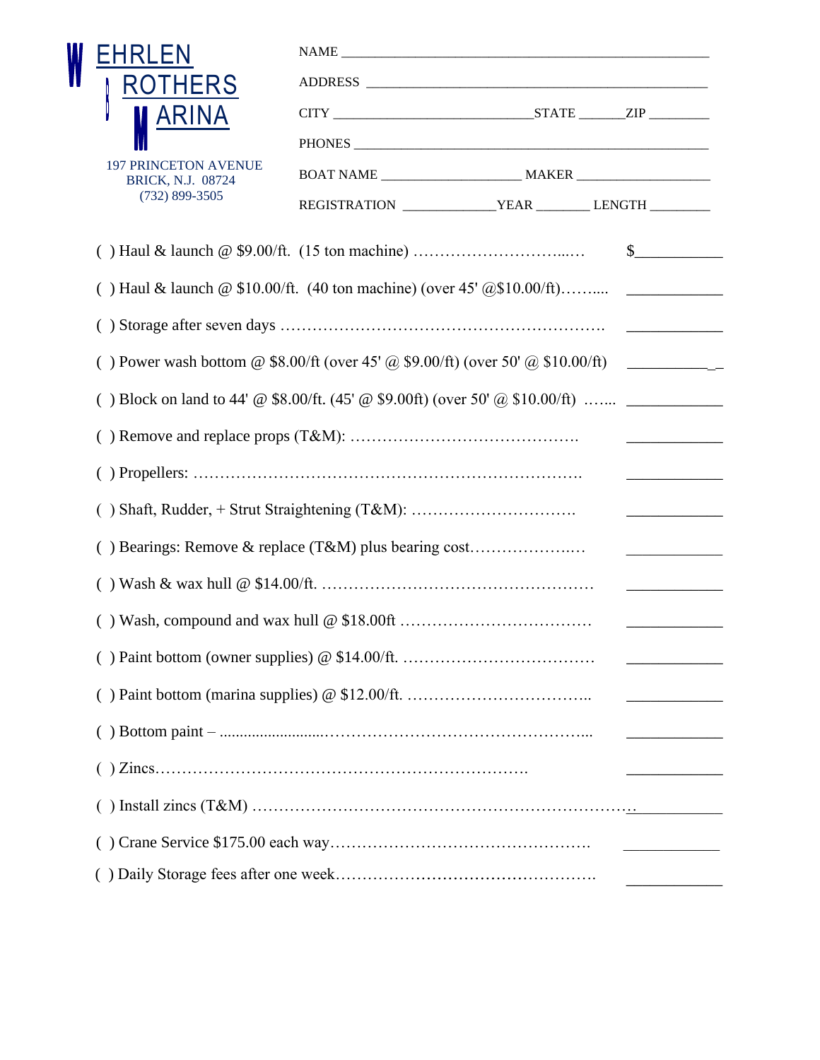# WEHRLEN BROTHERS MARINA

197 PRINCETON AVENUE
BRICK, N.J. 08724
(732) 899-3505

NAME ____________________________________________________

ADDRESS ________________________________________________

CITY ___________________________STATE ______ZIP ________

PHONES _________________________________________________

BOAT NAME ___________________ MAKER __________________

REGISTRATION ____________YEAR _______ LENGTH ________

( ) Haul & launch @ $9.00/ft. (15 ton machine) ………………………...… $___________

( ) Haul & launch @ $10.00/ft. (40 ton machine) (over 45' @$10.00/ft)……..... ____________

( ) Storage after seven days ……………………………………………………. ____________

( ) Power wash bottom @ $8.00/ft (over 45' @ $9.00/ft) (over 50' @ $10.00/ft) ____________

( ) Block on land to 44' @ $8.00/ft. (45' @ $9.00ft) (over 50' @ $10.00/ft) …... ____________

( ) Remove and replace props (T&M): ……………………………………. ____________

( ) Propellers: ……………………………………………………………. ____________

( ) Shaft, Rudder, + Strut Straightening (T&M): …………………………. ____________

( ) Bearings: Remove & replace (T&M) plus bearing cost………………..… ____________

( ) Wash & wax hull @ $14.00/ft. …………………………………………… ____________

( ) Wash, compound and wax hull @ $18.00ft ……………………………… ____________

( ) Paint bottom (owner supplies) @ $14.00/ft. ……………………………… ____________

( ) Paint bottom (marina supplies) @ $12.00/ft. …………………………….. ____________

( ) Bottom paint – ........................……………………………………….... ____________

( ) Zincs……………………………………………………….……. ____________

( ) Install zincs (T&M) ………………………………………………………. ____________

( ) Crane Service $175.00 each way…………………………………………. ____________

( ) Daily Storage fees after one week…………………………………………. ____________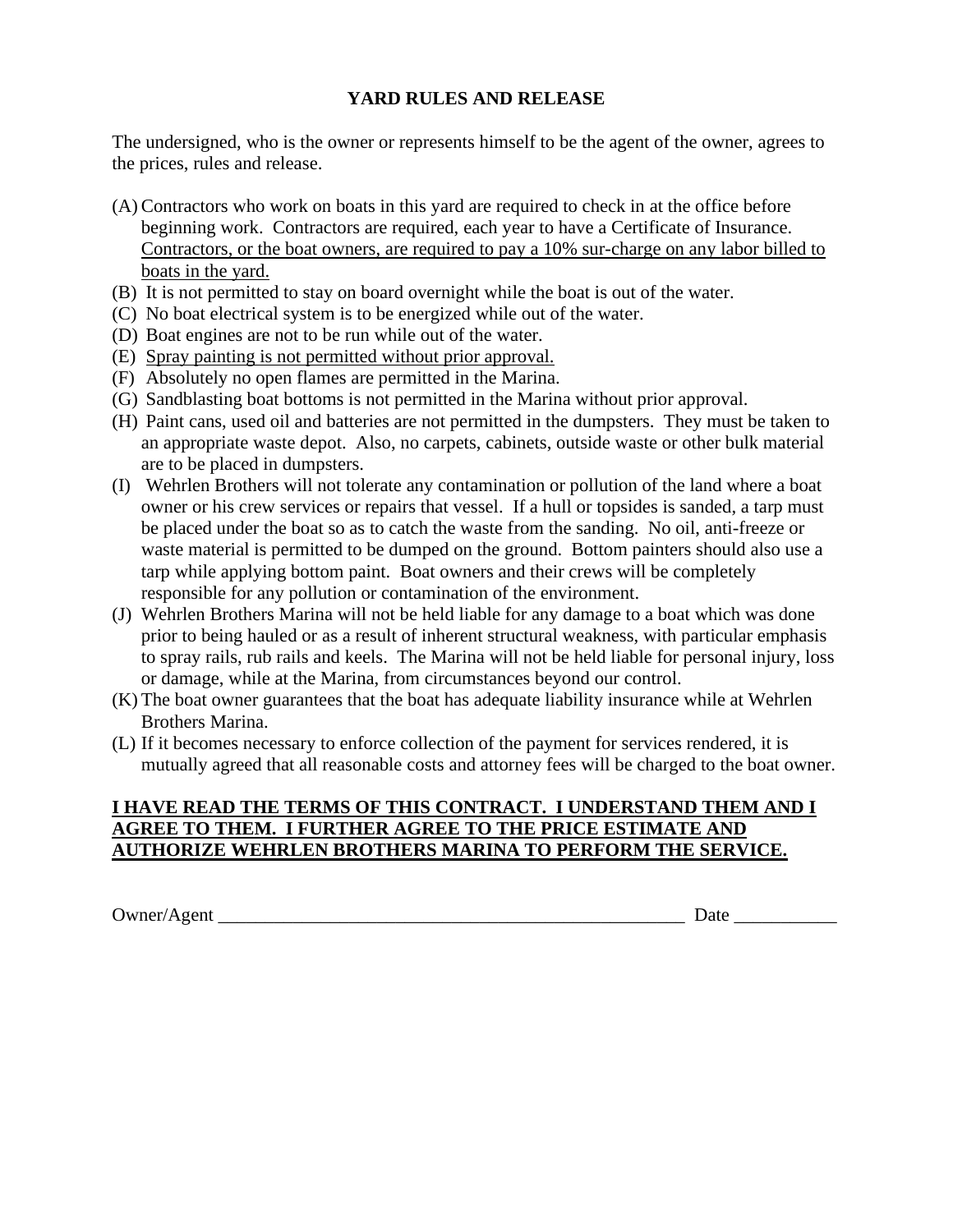**YARD RULES AND RELEASE**

The undersigned, who is the owner or represents himself to be the agent of the owner, agrees to the prices, rules and release.

(A) Contractors who work on boats in this yard are required to check in at the office before beginning work. Contractors are required, each year to have a Certificate of Insurance. <u>Contractors, or the boat owners, are required to pay a 10% sur-charge on any labor billed to boats in the yard.</u>

(B) It is not permitted to stay on board overnight while the boat is out of the water.

(C) No boat electrical system is to be energized while out of the water.

(D) Boat engines are not to be run while out of the water.

(E) <u>Spray painting is not permitted without prior approval.</u>

(F) Absolutely no open flames are permitted in the Marina.

(G) Sandblasting boat bottoms is not permitted in the Marina without prior approval.

(H) Paint cans, used oil and batteries are not permitted in the dumpsters. They must be taken to an appropriate waste depot. Also, no carpets, cabinets, outside waste or other bulk material are to be placed in dumpsters.

(I) Wehrlen Brothers will not tolerate any contamination or pollution of the land where a boat owner or his crew services or repairs that vessel. If a hull or topsides is sanded, a tarp must be placed under the boat so as to catch the waste from the sanding. No oil, anti-freeze or waste material is permitted to be dumped on the ground. Bottom painters should also use a tarp while applying bottom paint. Boat owners and their crews will be completely responsible for any pollution or contamination of the environment.

(J) Wehrlen Brothers Marina will not be held liable for any damage to a boat which was done prior to being hauled or as a result of inherent structural weakness, with particular emphasis to spray rails, rub rails and keels. The Marina will not be held liable for personal injury, loss or damage, while at the Marina, from circumstances beyond our control.

(K) The boat owner guarantees that the boat has adequate liability insurance while at Wehrlen Brothers Marina.

(L) If it becomes necessary to enforce collection of the payment for services rendered, it is mutually agreed that all reasonable costs and attorney fees will be charged to the boat owner.

<u>**I HAVE READ THE TERMS OF THIS CONTRACT. I UNDERSTAND THEM AND I AGREE TO THEM. I FURTHER AGREE TO THE PRICE ESTIMATE AND AUTHORIZE WEHRLEN BROTHERS MARINA TO PERFORM THE SERVICE.**</u>

Owner/Agent _____________________________________________________ Date ___________